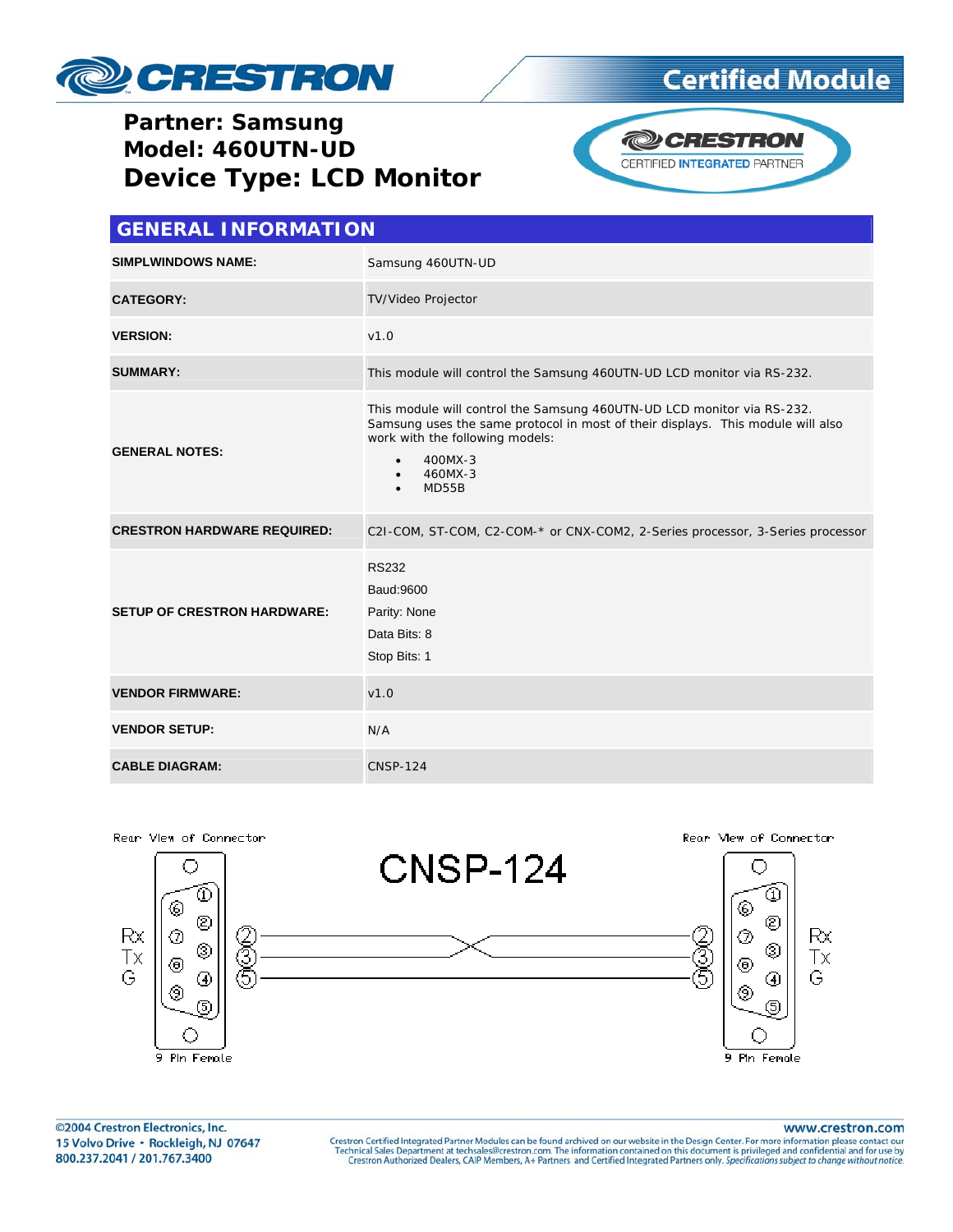# Partner: Samsung
# Model: 460UTN-UD
# Device Type: LCD Monitor

## GENERAL INFORMATION

| | |
|---|---|
| **SIMPLWINDOWS NAME:** | Samsung 460UTN-UD |
| **CATEGORY:** | TV/Video Projector |
| **VERSION:** | v1.0 |
| **SUMMARY:** | This module will control the Samsung 460UTN-UD LCD monitor via RS-232. |
| **GENERAL NOTES:** | This module will control the Samsung 460UTN-UD LCD monitor via RS-232. Samsung uses the same protocol in most of their displays. This module will also work with the following models:<br>• 400MX-3<br>• 460MX-3<br>• MD55B |
| **CRESTRON HARDWARE REQUIRED:** | C2I-COM, ST-COM, C2-COM-* or CNX-COM2, 2-Series processor, 3-Series processor |
| **SETUP OF CRESTRON HARDWARE:** | RS232<br>Baud:9600<br>Parity: None<br>Data Bits: 8<br>Stop Bits: 1 |
| **VENDOR FIRMWARE:** | v1.0 |
| **VENDOR SETUP:** | N/A |
| **CABLE DIAGRAM:** | CNSP-124 |

CNSP-124

Rear View of Connector — 9 Pin Female (Rx 2, Tx 3, G 5)

Rear View of Connector — 9 Pin Female (Rx 2, Tx 3, G 5)

Wiring: 2 ↔ 3, 3 ↔ 2, 5 ↔ 5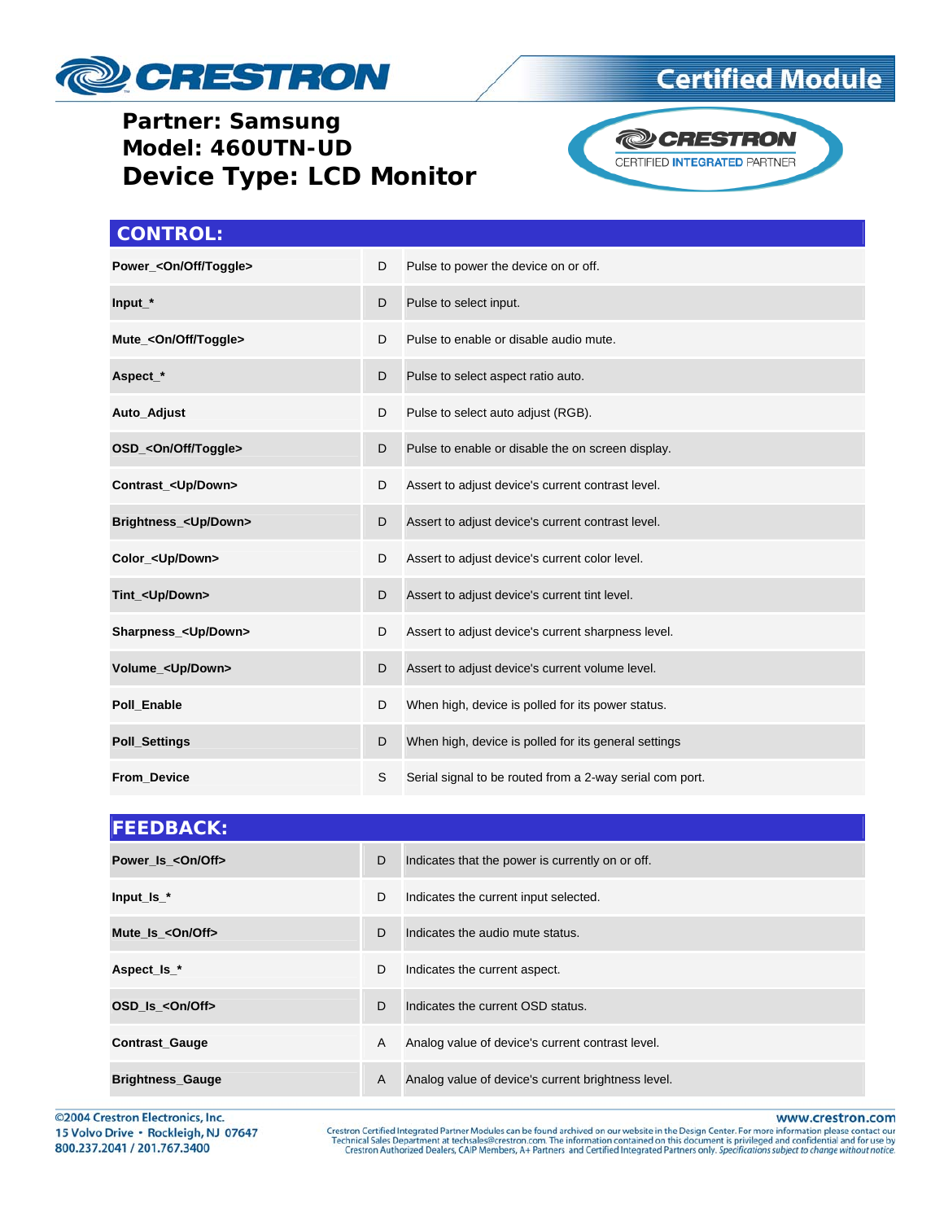**Partner: Samsung**
**Model: 460UTN-UD**
## Device Type: LCD Monitor

## CONTROL:

| | | |
|---|---|---|
| **Power_<On/Off/Toggle>** | D | Pulse to power the device on or off. |
| **Input_*** | D | Pulse to select input. |
| **Mute_<On/Off/Toggle>** | D | Pulse to enable or disable audio mute. |
| **Aspect_*** | D | Pulse to select aspect ratio auto. |
| **Auto_Adjust** | D | Pulse to select auto adjust (RGB). |
| **OSD_<On/Off/Toggle>** | D | Pulse to enable or disable the on screen display. |
| **Contrast_<Up/Down>** | D | Assert to adjust device's current contrast level. |
| **Brightness_<Up/Down>** | D | Assert to adjust device's current contrast level. |
| **Color_<Up/Down>** | D | Assert to adjust device's current color level. |
| **Tint_<Up/Down>** | D | Assert to adjust device's current tint level. |
| **Sharpness_<Up/Down>** | D | Assert to adjust device's current sharpness level. |
| **Volume_<Up/Down>** | D | Assert to adjust device's current volume level. |
| **Poll_Enable** | D | When high, device is polled for its power status. |
| **Poll_Settings** | D | When high, device is polled for its general settings |
| **From_Device** | S | Serial signal to be routed from a 2-way serial com port. |

## FEEDBACK:

| | | |
|---|---|---|
| **Power_Is_<On/Off>** | D | Indicates that the power is currently on or off. |
| **Input_Is_*** | D | Indicates the current input selected. |
| **Mute_Is_<On/Off>** | D | Indicates the audio mute status. |
| **Aspect_Is_*** | D | Indicates the current aspect. |
| **OSD_Is_<On/Off>** | D | Indicates the current OSD status. |
| **Contrast_Gauge** | A | Analog value of device's current contrast level. |
| **Brightness_Gauge** | A | Analog value of device's current brightness level. |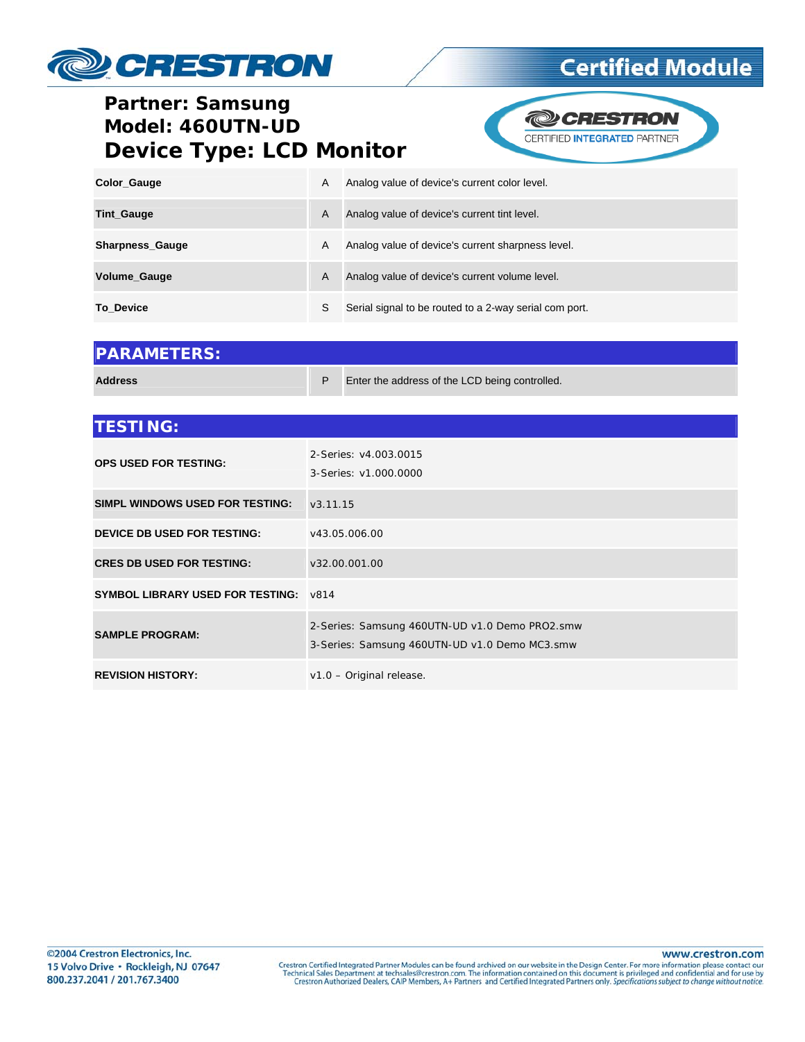**Partner: Samsung**
**Model: 460UTN-UD**
# Device Type: LCD Monitor

| | | |
|---|---|---|
| **Color_Gauge** | A | Analog value of device's current color level. |
| **Tint_Gauge** | A | Analog value of device's current tint level. |
| **Sharpness_Gauge** | A | Analog value of device's current sharpness level. |
| **Volume_Gauge** | A | Analog value of device's current volume level. |
| **To_Device** | S | Serial signal to be routed to a 2-way serial com port. |

## PARAMETERS:

| | | |
|---|---|---|
| **Address** | P | Enter the address of the LCD being controlled. |

## TESTING:

| | |
|---|---|
| **OPS USED FOR TESTING:** | 2-Series: v4.003.0015<br>3-Series: v1.000.0000 |
| **SIMPL WINDOWS USED FOR TESTING:** | v3.11.15 |
| **DEVICE DB USED FOR TESTING:** | v43.05.006.00 |
| **CRES DB USED FOR TESTING:** | v32.00.001.00 |
| **SYMBOL LIBRARY USED FOR TESTING:** | v814 |
| **SAMPLE PROGRAM:** | 2-Series: Samsung 460UTN-UD v1.0 Demo PRO2.smw<br>3-Series: Samsung 460UTN-UD v1.0 Demo MC3.smw |
| **REVISION HISTORY:** | v1.0 – Original release. |